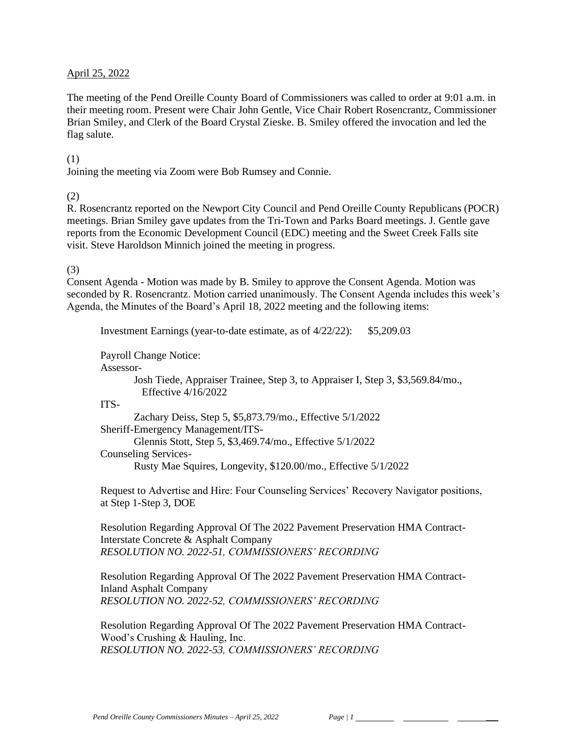April 25, 2022

The meeting of the Pend Oreille County Board of Commissioners was called to order at 9:01 a.m. in their meeting room. Present were Chair John Gentle, Vice Chair Robert Rosencrantz, Commissioner Brian Smiley, and Clerk of the Board Crystal Zieske. B. Smiley offered the invocation and led the flag salute.

(1)
Joining the meeting via Zoom were Bob Rumsey and Connie.

(2)
R. Rosencrantz reported on the Newport City Council and Pend Oreille County Republicans (POCR) meetings. Brian Smiley gave updates from the Tri-Town and Parks Board meetings. J. Gentle gave reports from the Economic Development Council (EDC) meeting and the Sweet Creek Falls site visit. Steve Haroldson Minnich joined the meeting in progress.

(3)
Consent Agenda - Motion was made by B. Smiley to approve the Consent Agenda. Motion was seconded by R. Rosencrantz. Motion carried unanimously. The Consent Agenda includes this week's Agenda, the Minutes of the Board's April 18, 2022 meeting and the following items:

Investment Earnings (year-to-date estimate, as of 4/22/22): $5,209.03

Payroll Change Notice:

Assessor-

Josh Tiede, Appraiser Trainee, Step 3, to Appraiser I, Step 3, $3,569.84/mo., Effective 4/16/2022

ITS-

Zachary Deiss, Step 5, $5,873.79/mo., Effective 5/1/2022

Sheriff-Emergency Management/ITS-

Glennis Stott, Step 5, $3,469.74/mo., Effective 5/1/2022

Counseling Services-

Rusty Mae Squires, Longevity, $120.00/mo., Effective 5/1/2022

Request to Advertise and Hire: Four Counseling Services' Recovery Navigator positions, at Step 1-Step 3, DOE

Resolution Regarding Approval Of The 2022 Pavement Preservation HMA Contract- Interstate Concrete & Asphalt Company
*RESOLUTION NO. 2022-51, COMMISSIONERS' RECORDING*

Resolution Regarding Approval Of The 2022 Pavement Preservation HMA Contract- Inland Asphalt Company
*RESOLUTION NO. 2022-52, COMMISSIONERS' RECORDING*

Resolution Regarding Approval Of The 2022 Pavement Preservation HMA Contract- Wood's Crushing & Hauling, Inc.
*RESOLUTION NO. 2022-53, COMMISSIONERS' RECORDING*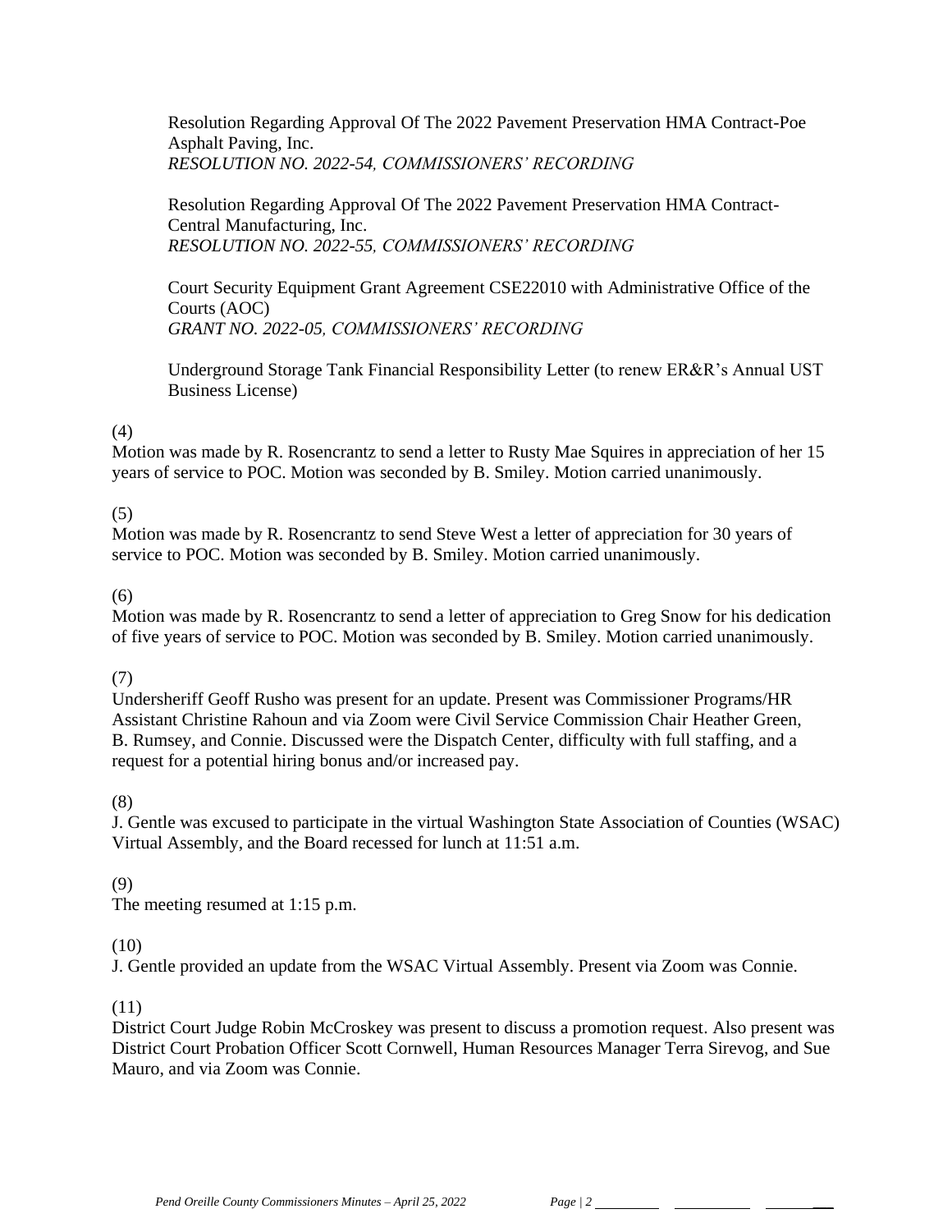Resolution Regarding Approval Of The 2022 Pavement Preservation HMA Contract-Poe Asphalt Paving, Inc.
*RESOLUTION NO. 2022-54, COMMISSIONERS' RECORDING*

Resolution Regarding Approval Of The 2022 Pavement Preservation HMA Contract-Central Manufacturing, Inc.
*RESOLUTION NO. 2022-55, COMMISSIONERS' RECORDING*

Court Security Equipment Grant Agreement CSE22010 with Administrative Office of the Courts (AOC)
*GRANT NO. 2022-05, COMMISSIONERS' RECORDING*

Underground Storage Tank Financial Responsibility Letter (to renew ER&R's Annual UST Business License)

(4)
Motion was made by R. Rosencrantz to send a letter to Rusty Mae Squires in appreciation of her 15 years of service to POC. Motion was seconded by B. Smiley. Motion carried unanimously.

(5)
Motion was made by R. Rosencrantz to send Steve West a letter of appreciation for 30 years of service to POC. Motion was seconded by B. Smiley. Motion carried unanimously.

(6)
Motion was made by R. Rosencrantz to send a letter of appreciation to Greg Snow for his dedication of five years of service to POC. Motion was seconded by B. Smiley. Motion carried unanimously.

(7)
Undersheriff Geoff Rusho was present for an update. Present was Commissioner Programs/HR Assistant Christine Rahoun and via Zoom were Civil Service Commission Chair Heather Green, B. Rumsey, and Connie. Discussed were the Dispatch Center, difficulty with full staffing, and a request for a potential hiring bonus and/or increased pay.

(8)
J. Gentle was excused to participate in the virtual Washington State Association of Counties (WSAC) Virtual Assembly, and the Board recessed for lunch at 11:51 a.m.

(9)
The meeting resumed at 1:15 p.m.

(10)
J. Gentle provided an update from the WSAC Virtual Assembly. Present via Zoom was Connie.

(11)
District Court Judge Robin McCroskey was present to discuss a promotion request. Also present was District Court Probation Officer Scott Cornwell, Human Resources Manager Terra Sirevog, and Sue Mauro, and via Zoom was Connie.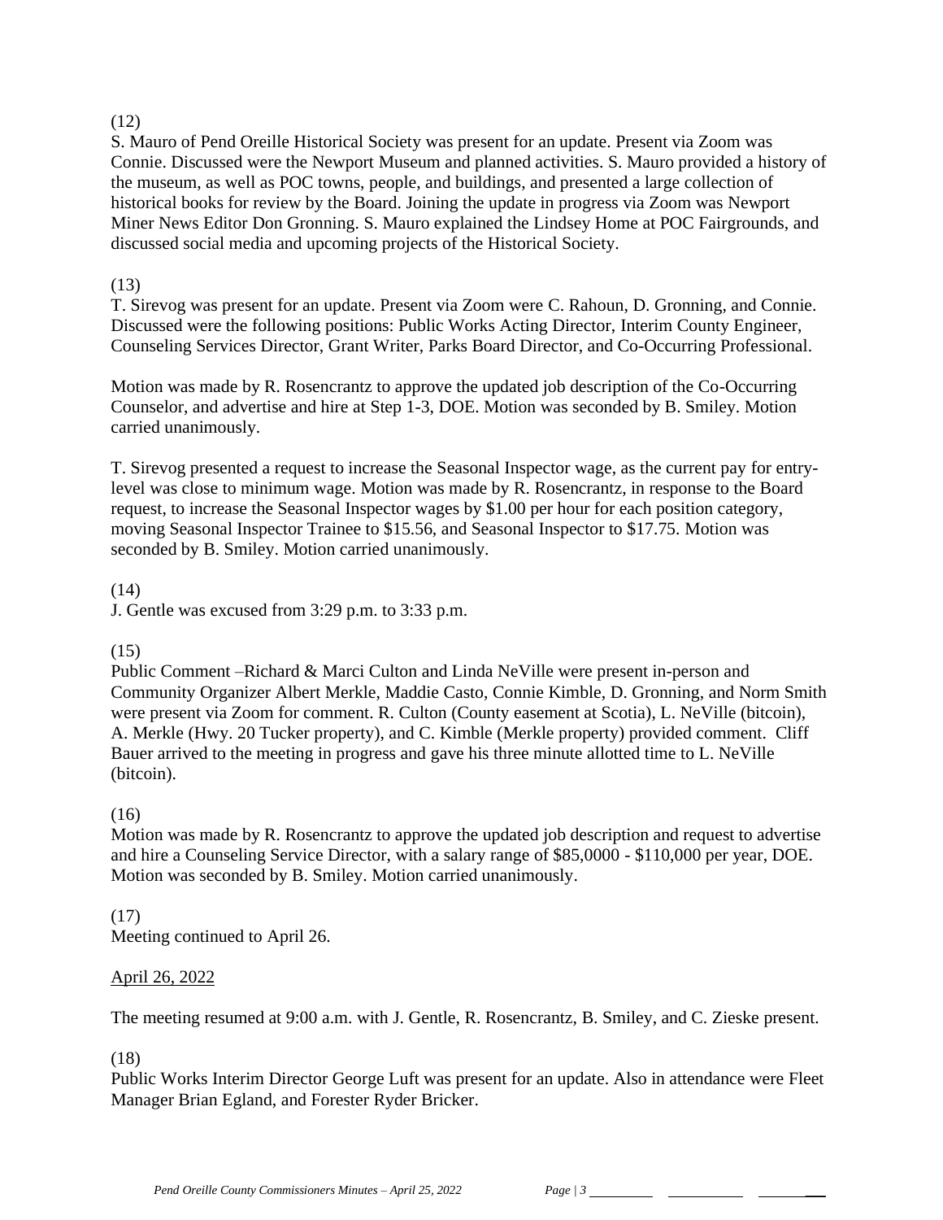(12)
S. Mauro of Pend Oreille Historical Society was present for an update. Present via Zoom was Connie. Discussed were the Newport Museum and planned activities. S. Mauro provided a history of the museum, as well as POC towns, people, and buildings, and presented a large collection of historical books for review by the Board. Joining the update in progress via Zoom was Newport Miner News Editor Don Gronning. S. Mauro explained the Lindsey Home at POC Fairgrounds, and discussed social media and upcoming projects of the Historical Society.

(13)
T. Sirevog was present for an update. Present via Zoom were C. Rahoun, D. Gronning, and Connie. Discussed were the following positions: Public Works Acting Director, Interim County Engineer, Counseling Services Director, Grant Writer, Parks Board Director, and Co-Occurring Professional.

Motion was made by R. Rosencrantz to approve the updated job description of the Co-Occurring Counselor, and advertise and hire at Step 1-3, DOE. Motion was seconded by B. Smiley. Motion carried unanimously.

T. Sirevog presented a request to increase the Seasonal Inspector wage, as the current pay for entry-level was close to minimum wage. Motion was made by R. Rosencrantz, in response to the Board request, to increase the Seasonal Inspector wages by $1.00 per hour for each position category, moving Seasonal Inspector Trainee to $15.56, and Seasonal Inspector to $17.75. Motion was seconded by B. Smiley. Motion carried unanimously.

(14)
J. Gentle was excused from 3:29 p.m. to 3:33 p.m.

(15)
Public Comment –Richard & Marci Culton and Linda NeVille were present in-person and Community Organizer Albert Merkle, Maddie Casto, Connie Kimble, D. Gronning, and Norm Smith were present via Zoom for comment. R. Culton (County easement at Scotia), L. NeVille (bitcoin), A. Merkle (Hwy. 20 Tucker property), and C. Kimble (Merkle property) provided comment. Cliff Bauer arrived to the meeting in progress and gave his three minute allotted time to L. NeVille (bitcoin).

(16)
Motion was made by R. Rosencrantz to approve the updated job description and request to advertise and hire a Counseling Service Director, with a salary range of $85,0000 - $110,000 per year, DOE. Motion was seconded by B. Smiley. Motion carried unanimously.

(17)
Meeting continued to April 26.

<u>April 26, 2022</u>

The meeting resumed at 9:00 a.m. with J. Gentle, R. Rosencrantz, B. Smiley, and C. Zieske present.

(18)
Public Works Interim Director George Luft was present for an update. Also in attendance were Fleet Manager Brian Egland, and Forester Ryder Bricker.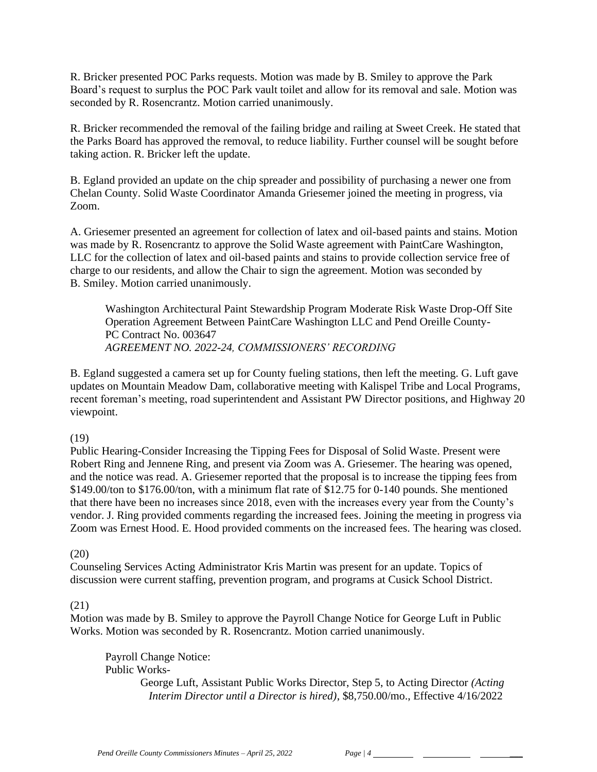R. Bricker presented POC Parks requests. Motion was made by B. Smiley to approve the Park Board's request to surplus the POC Park vault toilet and allow for its removal and sale. Motion was seconded by R. Rosencrantz. Motion carried unanimously.

R. Bricker recommended the removal of the failing bridge and railing at Sweet Creek. He stated that the Parks Board has approved the removal, to reduce liability. Further counsel will be sought before taking action. R. Bricker left the update.

B. Egland provided an update on the chip spreader and possibility of purchasing a newer one from Chelan County. Solid Waste Coordinator Amanda Griesemer joined the meeting in progress, via Zoom.

A. Griesemer presented an agreement for collection of latex and oil-based paints and stains. Motion was made by R. Rosencrantz to approve the Solid Waste agreement with PaintCare Washington, LLC for the collection of latex and oil-based paints and stains to provide collection service free of charge to our residents, and allow the Chair to sign the agreement. Motion was seconded by B. Smiley. Motion carried unanimously.

> Washington Architectural Paint Stewardship Program Moderate Risk Waste Drop-Off Site Operation Agreement Between PaintCare Washington LLC and Pend Oreille County-
> PC Contract No. 003647
> *AGREEMENT NO. 2022-24, COMMISSIONERS' RECORDING*

B. Egland suggested a camera set up for County fueling stations, then left the meeting. G. Luft gave updates on Mountain Meadow Dam, collaborative meeting with Kalispel Tribe and Local Programs, recent foreman's meeting, road superintendent and Assistant PW Director positions, and Highway 20 viewpoint.

(19)
Public Hearing-Consider Increasing the Tipping Fees for Disposal of Solid Waste. Present were Robert Ring and Jennene Ring, and present via Zoom was A. Griesemer. The hearing was opened, and the notice was read. A. Griesemer reported that the proposal is to increase the tipping fees from \$149.00/ton to \$176.00/ton, with a minimum flat rate of \$12.75 for 0-140 pounds. She mentioned that there have been no increases since 2018, even with the increases every year from the County's vendor. J. Ring provided comments regarding the increased fees. Joining the meeting in progress via Zoom was Ernest Hood. E. Hood provided comments on the increased fees. The hearing was closed.

(20)
Counseling Services Acting Administrator Kris Martin was present for an update. Topics of discussion were current staffing, prevention program, and programs at Cusick School District.

(21)
Motion was made by B. Smiley to approve the Payroll Change Notice for George Luft in Public Works. Motion was seconded by R. Rosencrantz. Motion carried unanimously.

> Payroll Change Notice:
> Public Works-
>
> George Luft, Assistant Public Works Director, Step 5, to Acting Director *(Acting Interim Director until a Director is hired)*, \$8,750.00/mo., Effective 4/16/2022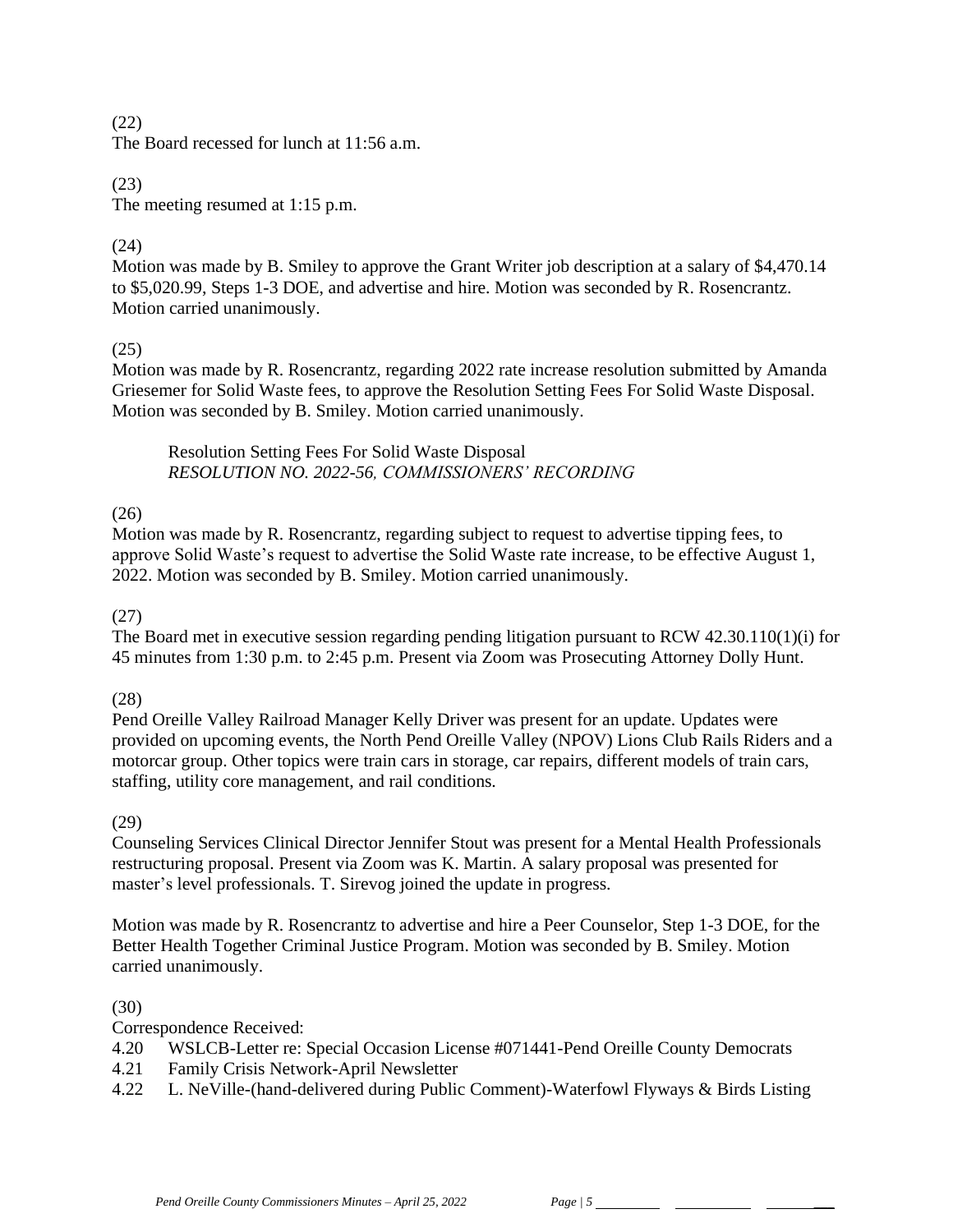(22)
The Board recessed for lunch at 11:56 a.m.

(23)
The meeting resumed at 1:15 p.m.

(24)
Motion was made by B. Smiley to approve the Grant Writer job description at a salary of $4,470.14 to $5,020.99, Steps 1-3 DOE, and advertise and hire. Motion was seconded by R. Rosencrantz. Motion carried unanimously.

(25)
Motion was made by R. Rosencrantz, regarding 2022 rate increase resolution submitted by Amanda Griesemer for Solid Waste fees, to approve the Resolution Setting Fees For Solid Waste Disposal. Motion was seconded by B. Smiley. Motion carried unanimously.

> Resolution Setting Fees For Solid Waste Disposal
> *RESOLUTION NO. 2022-56, COMMISSIONERS' RECORDING*

(26)
Motion was made by R. Rosencrantz, regarding subject to request to advertise tipping fees, to approve Solid Waste's request to advertise the Solid Waste rate increase, to be effective August 1, 2022. Motion was seconded by B. Smiley. Motion carried unanimously.

(27)
The Board met in executive session regarding pending litigation pursuant to RCW 42.30.110(1)(i) for 45 minutes from 1:30 p.m. to 2:45 p.m. Present via Zoom was Prosecuting Attorney Dolly Hunt.

(28)
Pend Oreille Valley Railroad Manager Kelly Driver was present for an update. Updates were provided on upcoming events, the North Pend Oreille Valley (NPOV) Lions Club Rails Riders and a motorcar group. Other topics were train cars in storage, car repairs, different models of train cars, staffing, utility core management, and rail conditions.

(29)
Counseling Services Clinical Director Jennifer Stout was present for a Mental Health Professionals restructuring proposal. Present via Zoom was K. Martin. A salary proposal was presented for master's level professionals. T. Sirevog joined the update in progress.

Motion was made by R. Rosencrantz to advertise and hire a Peer Counselor, Step 1-3 DOE, for the Better Health Together Criminal Justice Program. Motion was seconded by B. Smiley. Motion carried unanimously.

(30)
Correspondence Received:
4.20 WSLCB-Letter re: Special Occasion License #071441-Pend Oreille County Democrats
4.21 Family Crisis Network-April Newsletter
4.22 L. NeVille-(hand-delivered during Public Comment)-Waterfowl Flyways & Birds Listing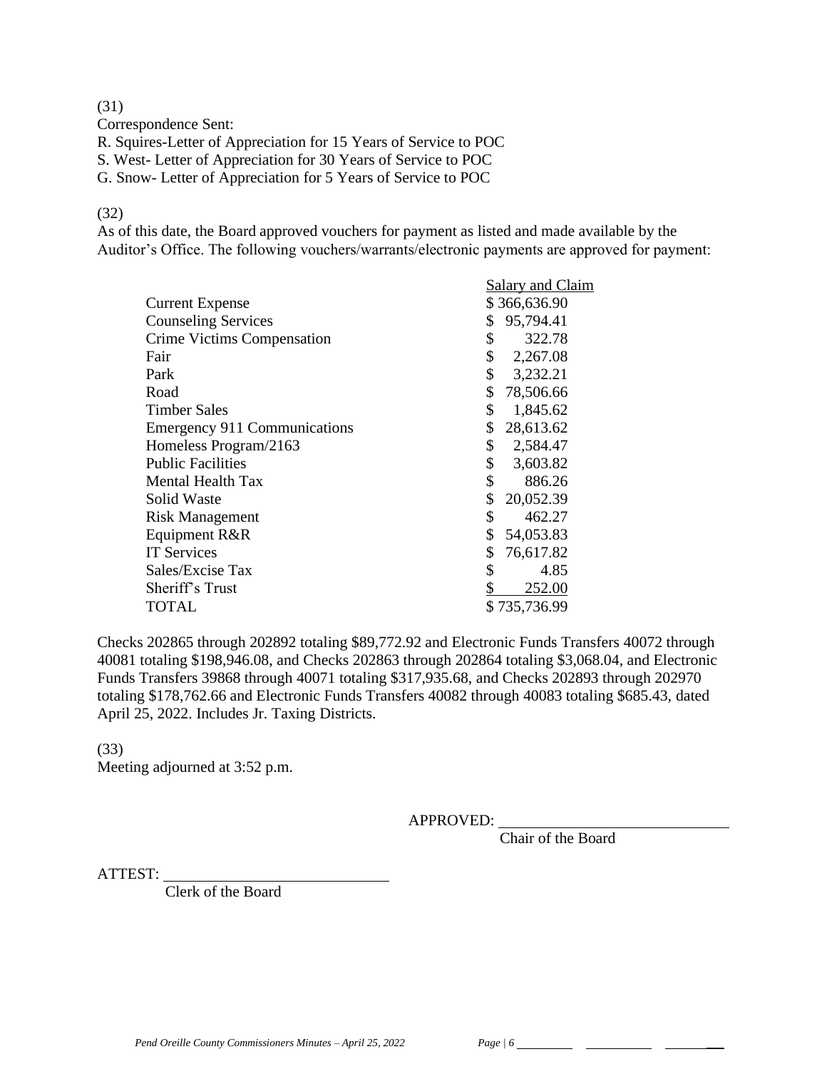(31)

Correspondence Sent:

R. Squires-Letter of Appreciation for 15 Years of Service to POC

S. West- Letter of Appreciation for 30 Years of Service to POC

G. Snow- Letter of Appreciation for 5 Years of Service to POC

(32)

As of this date, the Board approved vouchers for payment as listed and made available by the Auditor's Office. The following vouchers/warrants/electronic payments are approved for payment:

| | Salary and Claim |
|---|---|
| Current Expense | $ 366,636.90 |
| Counseling Services | $ 95,794.41 |
| Crime Victims Compensation | $ 322.78 |
| Fair | $ 2,267.08 |
| Park | $ 3,232.21 |
| Road | $ 78,506.66 |
| Timber Sales | $ 1,845.62 |
| Emergency 911 Communications | $ 28,613.62 |
| Homeless Program/2163 | $ 2,584.47 |
| Public Facilities | $ 3,603.82 |
| Mental Health Tax | $ 886.26 |
| Solid Waste | $ 20,052.39 |
| Risk Management | $ 462.27 |
| Equipment R&R | $ 54,053.83 |
| IT Services | $ 76,617.82 |
| Sales/Excise Tax | $ 4.85 |
| Sheriff's Trust | $ 252.00 |
| TOTAL | $ 735,736.99 |

Checks 202865 through 202892 totaling $89,772.92 and Electronic Funds Transfers 40072 through 40081 totaling $198,946.08, and Checks 202863 through 202864 totaling $3,068.04, and Electronic Funds Transfers 39868 through 40071 totaling $317,935.68, and Checks 202893 through 202970 totaling $178,762.66 and Electronic Funds Transfers 40082 through 40083 totaling $685.43, dated April 25, 2022. Includes Jr. Taxing Districts.

(33)

Meeting adjourned at 3:52 p.m.

APPROVED: ______________________________

Chair of the Board

ATTEST: ______________________________

Clerk of the Board